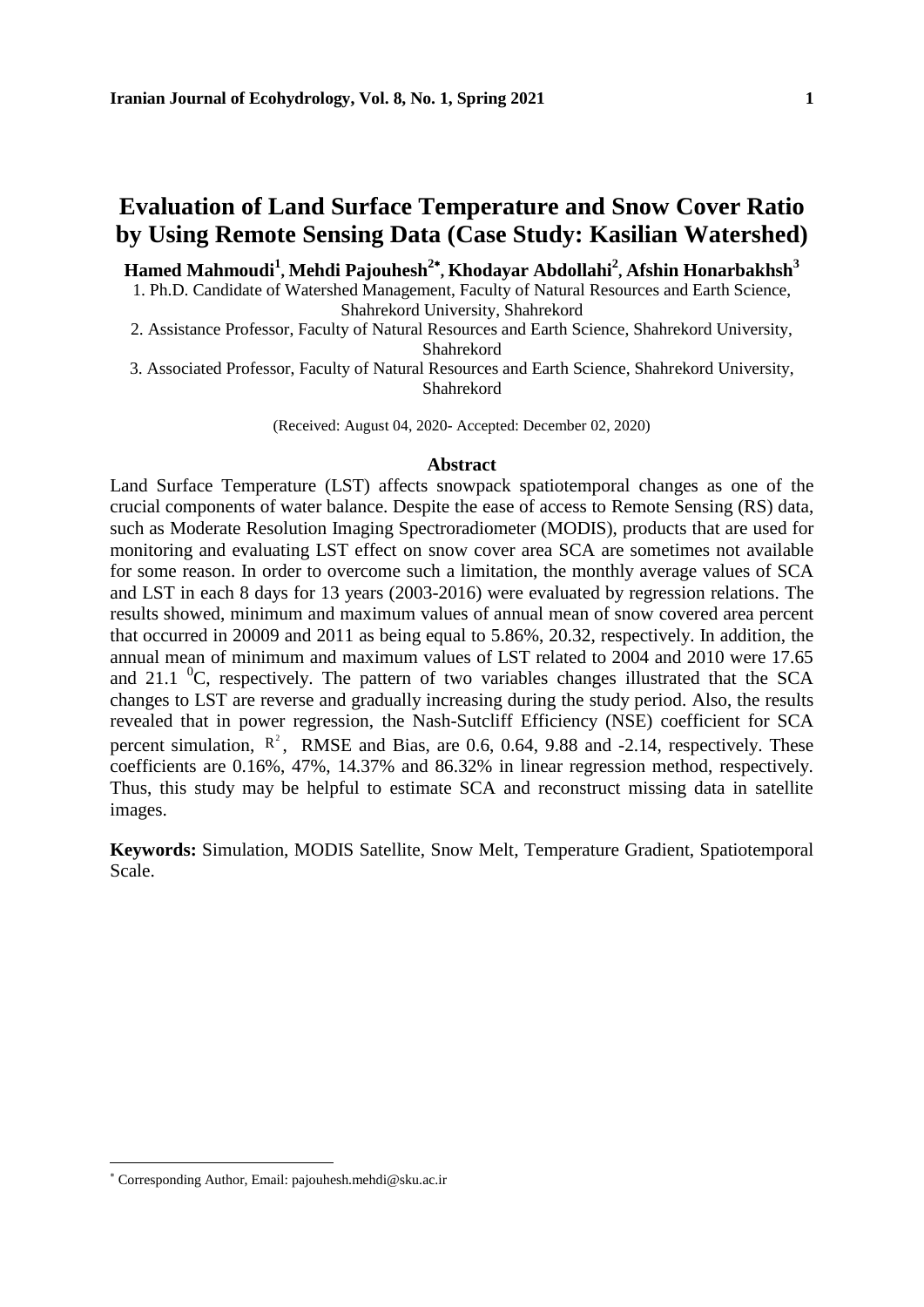# Evaluation of Land Surface Temperature and Snow Cover Ratio by Using Remote Sensing Data (Case Study: Kasilian Watershed)

**Hamed Mahmoudi[1], Mehdi Pajouhesh[2*], Khodayar Abdollahi[2], Afshin Honarbakhsh[3]**

1. Ph.D. Candidate of Watershed Management, Faculty of Natural Resources and Earth Science, Shahrekord University, Shahrekord
2. Assistance Professor, Faculty of Natural Resources and Earth Science, Shahrekord University, Shahrekord
3. Associated Professor, Faculty of Natural Resources and Earth Science, Shahrekord University, Shahrekord

(Received: August 04, 2020- Accepted: December 02, 2020)

## Abstract

Land Surface Temperature (LST) affects snowpack spatiotemporal changes as one of the crucial components of water balance. Despite the ease of access to Remote Sensing (RS) data, such as Moderate Resolution Imaging Spectroradiometer (MODIS), products that are used for monitoring and evaluating LST effect on snow cover area SCA are sometimes not available for some reason. In order to overcome such a limitation, the monthly average values of SCA and LST in each 8 days for 13 years (2003-2016) were evaluated by regression relations. The results showed, minimum and maximum values of annual mean of snow covered area percent that occurred in 20009 and 2011 as being equal to 5.86%, 20.32, respectively. In addition, the annual mean of minimum and maximum values of LST related to 2004 and 2010 were 17.65 and 21.1 $^{0}$C, respectively. The pattern of two variables changes illustrated that the SCA changes to LST are reverse and gradually increasing during the study period. Also, the results revealed that in power regression, the Nash-Sutcliff Efficiency (NSE) coefficient for SCA percent simulation, $R^2$, RMSE and Bias, are 0.6, 0.64, 9.88 and -2.14, respectively. These coefficients are 0.16%, 47%, 14.37% and 86.32% in linear regression method, respectively. Thus, this study may be helpful to estimate SCA and reconstruct missing data in satellite images.

**Keywords:** Simulation, MODIS Satellite, Snow Melt, Temperature Gradient, Spatiotemporal Scale.

---

* Corresponding Author, Email: pajouhesh.mehdi@sku.ac.ir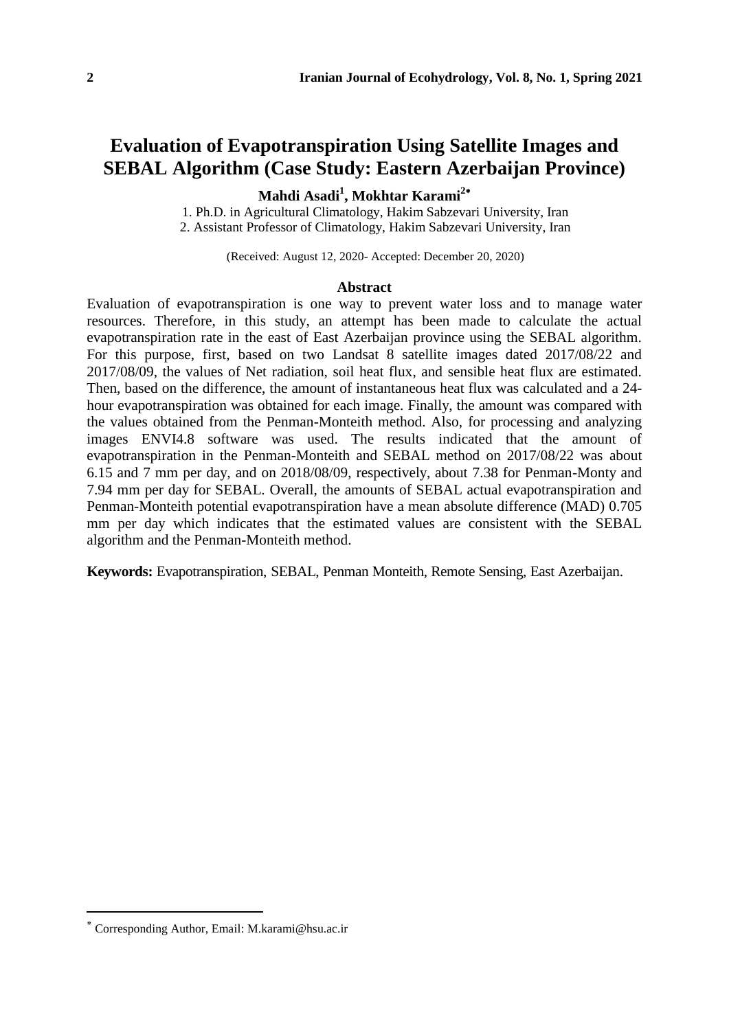# Evaluation of Evapotranspiration Using Satellite Images and SEBAL Algorithm (Case Study: Eastern Azerbaijan Province)

**Mahdi Asadi[1], Mokhtar Karami[2*]**

1. Ph.D. in Agricultural Climatology, Hakim Sabzevari University, Iran
2. Assistant Professor of Climatology, Hakim Sabzevari University, Iran

(Received: August 12, 2020- Accepted: December 20, 2020)

## Abstract

Evaluation of evapotranspiration is one way to prevent water loss and to manage water resources. Therefore, in this study, an attempt has been made to calculate the actual evapotranspiration rate in the east of East Azerbaijan province using the SEBAL algorithm. For this purpose, first, based on two Landsat 8 satellite images dated 2017/08/22 and 2017/08/09, the values of Net radiation, soil heat flux, and sensible heat flux are estimated. Then, based on the difference, the amount of instantaneous heat flux was calculated and a 24-hour evapotranspiration was obtained for each image. Finally, the amount was compared with the values obtained from the Penman-Monteith method. Also, for processing and analyzing images ENVI4.8 software was used. The results indicated that the amount of evapotranspiration in the Penman-Monteith and SEBAL method on 2017/08/22 was about 6.15 and 7 mm per day, and on 2018/08/09, respectively, about 7.38 for Penman-Monty and 7.94 mm per day for SEBAL. Overall, the amounts of SEBAL actual evapotranspiration and Penman-Monteith potential evapotranspiration have a mean absolute difference (MAD) 0.705 mm per day which indicates that the estimated values are consistent with the SEBAL algorithm and the Penman-Monteith method.

**Keywords:** Evapotranspiration, SEBAL, Penman Monteith, Remote Sensing, East Azerbaijan.

---

[*] Corresponding Author, Email: M.karami@hsu.ac.ir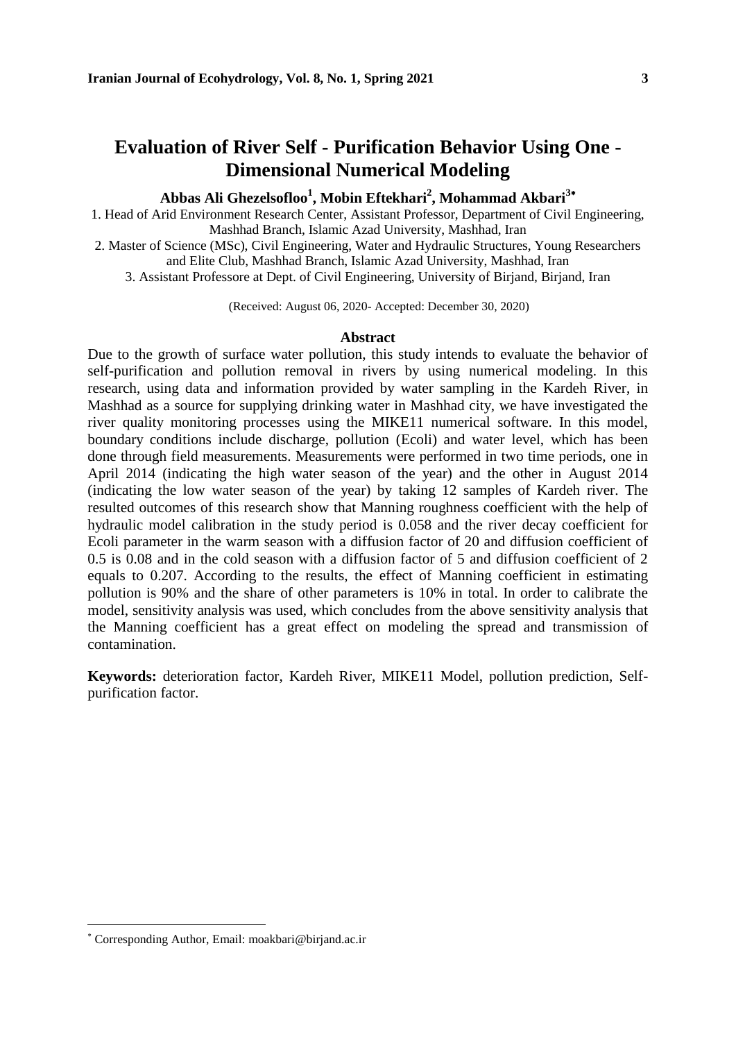# Evaluation of River Self - Purification Behavior Using One - Dimensional Numerical Modeling

**Abbas Ali Ghezelsofloo[1], Mobin Eftekhari[2], Mohammad Akbari[3*]**

1. Head of Arid Environment Research Center, Assistant Professor, Department of Civil Engineering, Mashhad Branch, Islamic Azad University, Mashhad, Iran
2. Master of Science (MSc), Civil Engineering, Water and Hydraulic Structures, Young Researchers and Elite Club, Mashhad Branch, Islamic Azad University, Mashhad, Iran
3. Assistant Professore at Dept. of Civil Engineering, University of Birjand, Birjand, Iran

(Received: August 06, 2020- Accepted: December 30, 2020)

## Abstract

Due to the growth of surface water pollution, this study intends to evaluate the behavior of self-purification and pollution removal in rivers by using numerical modeling. In this research, using data and information provided by water sampling in the Kardeh River, in Mashhad as a source for supplying drinking water in Mashhad city, we have investigated the river quality monitoring processes using the MIKE11 numerical software. In this model, boundary conditions include discharge, pollution (Ecoli) and water level, which has been done through field measurements. Measurements were performed in two time periods, one in April 2014 (indicating the high water season of the year) and the other in August 2014 (indicating the low water season of the year) by taking 12 samples of Kardeh river. The resulted outcomes of this research show that Manning roughness coefficient with the help of hydraulic model calibration in the study period is 0.058 and the river decay coefficient for Ecoli parameter in the warm season with a diffusion factor of 20 and diffusion coefficient of 0.5 is 0.08 and in the cold season with a diffusion factor of 5 and diffusion coefficient of 2 equals to 0.207. According to the results, the effect of Manning coefficient in estimating pollution is 90% and the share of other parameters is 10% in total. In order to calibrate the model, sensitivity analysis was used, which concludes from the above sensitivity analysis that the Manning coefficient has a great effect on modeling the spread and transmission of contamination.

**Keywords:** deterioration factor, Kardeh River, MIKE11 Model, pollution prediction, Self-purification factor.

---

[*] Corresponding Author, Email: moakbari@birjand.ac.ir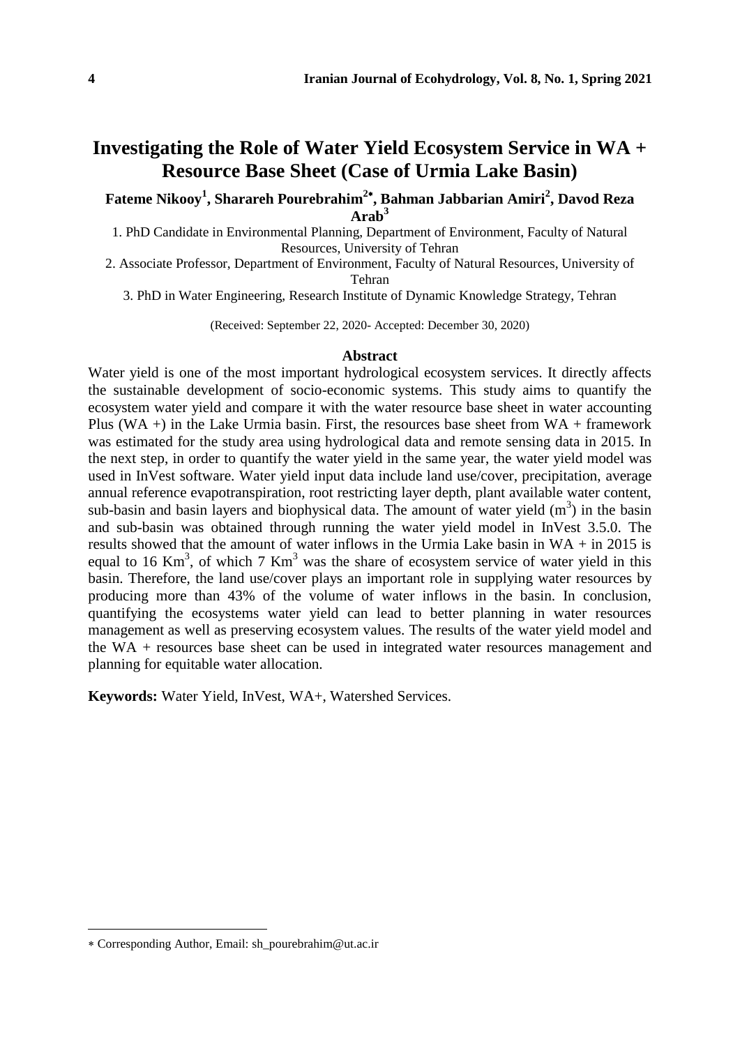# Investigating the Role of Water Yield Ecosystem Service in WA + Resource Base Sheet (Case of Urmia Lake Basin)

**Fateme Nikooy[1], Sharareh Pourebrahim[2*], Bahman Jabbarian Amiri[2], Davod Reza Arab[3]**

1. PhD Candidate in Environmental Planning, Department of Environment, Faculty of Natural Resources, University of Tehran
2. Associate Professor, Department of Environment, Faculty of Natural Resources, University of Tehran
3. PhD in Water Engineering, Research Institute of Dynamic Knowledge Strategy, Tehran

(Received: September 22, 2020- Accepted: December 30, 2020)

## Abstract

Water yield is one of the most important hydrological ecosystem services. It directly affects the sustainable development of socio-economic systems. This study aims to quantify the ecosystem water yield and compare it with the water resource base sheet in water accounting Plus (WA +) in the Lake Urmia basin. First, the resources base sheet from WA + framework was estimated for the study area using hydrological data and remote sensing data in 2015. In the next step, in order to quantify the water yield in the same year, the water yield model was used in InVest software. Water yield input data include land use/cover, precipitation, average annual reference evapotranspiration, root restricting layer depth, plant available water content, sub-basin and basin layers and biophysical data. The amount of water yield ($m^3$) in the basin and sub-basin was obtained through running the water yield model in InVest 3.5.0. The results showed that the amount of water inflows in the Urmia Lake basin in WA + in 2015 is equal to 16 $Km^3$, of which 7 $Km^3$ was the share of ecosystem service of water yield in this basin. Therefore, the land use/cover plays an important role in supplying water resources by producing more than 43% of the volume of water inflows in the basin. In conclusion, quantifying the ecosystems water yield can lead to better planning in water resources management as well as preserving ecosystem values. The results of the water yield model and the WA + resources base sheet can be used in integrated water resources management and planning for equitable water allocation.

**Keywords:** Water Yield, InVest, WA+, Watershed Services.

---

* Corresponding Author, Email: sh_pourebrahim@ut.ac.ir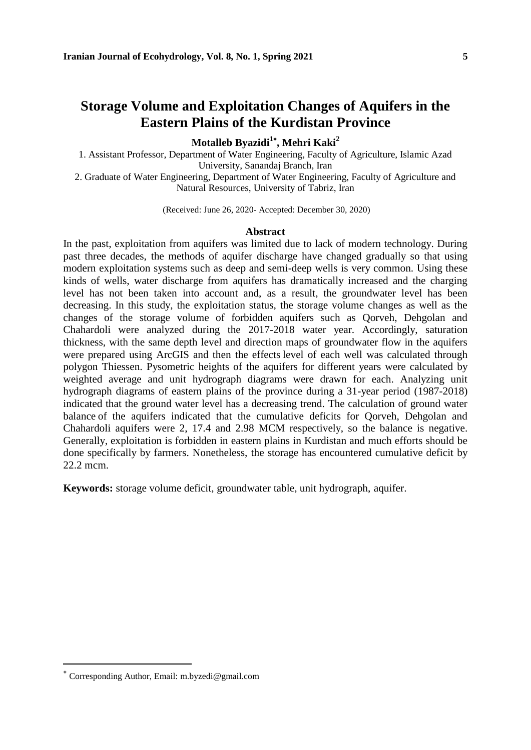# Storage Volume and Exploitation Changes of Aquifers in the Eastern Plains of the Kurdistan Province

**Motalleb Byazidi[1*], Mehri Kaki[2]**

1. Assistant Professor, Department of Water Engineering, Faculty of Agriculture, Islamic Azad University, Sanandaj Branch, Iran
2. Graduate of Water Engineering, Department of Water Engineering, Faculty of Agriculture and Natural Resources, University of Tabriz, Iran

(Received: June 26, 2020- Accepted: December 30, 2020)

## Abstract

In the past, exploitation from aquifers was limited due to lack of modern technology. During past three decades, the methods of aquifer discharge have changed gradually so that using modern exploitation systems such as deep and semi-deep wells is very common. Using these kinds of wells, water discharge from aquifers has dramatically increased and the charging level has not been taken into account and, as a result, the groundwater level has been decreasing. In this study, the exploitation status, the storage volume changes as well as the changes of the storage volume of forbidden aquifers such as Qorveh, Dehgolan and Chahardoli were analyzed during the 2017-2018 water year. Accordingly, saturation thickness, with the same depth level and direction maps of groundwater flow in the aquifers were prepared using ArcGIS and then the effects level of each well was calculated through polygon Thiessen. Pysometric heights of the aquifers for different years were calculated by weighted average and unit hydrograph diagrams were drawn for each. Analyzing unit hydrograph diagrams of eastern plains of the province during a 31-year period (1987-2018) indicated that the ground water level has a decreasing trend. The calculation of ground water balance of the aquifers indicated that the cumulative deficits for Qorveh, Dehgolan and Chahardoli aquifers were 2, 17.4 and 2.98 MCM respectively, so the balance is negative. Generally, exploitation is forbidden in eastern plains in Kurdistan and much efforts should be done specifically by farmers. Nonetheless, the storage has encountered cumulative deficit by 22.2 mcm.

**Keywords:** storage volume deficit, groundwater table, unit hydrograph, aquifer.

---

* Corresponding Author, Email: m.byzedi@gmail.com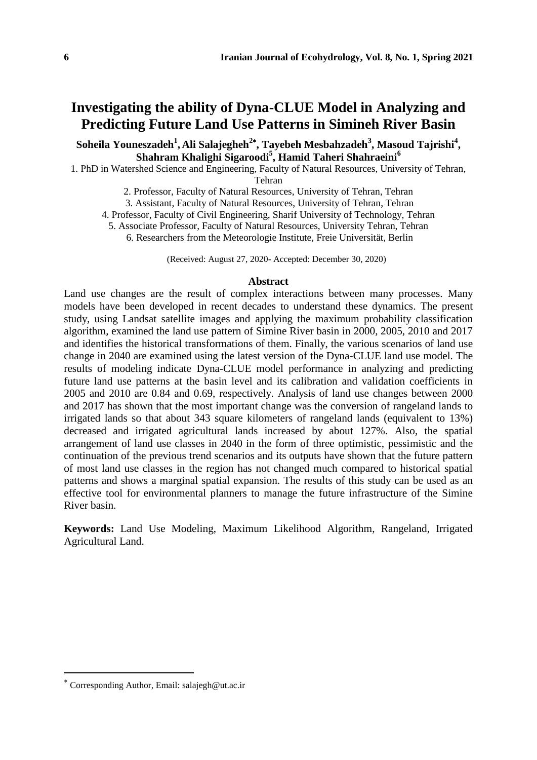# Investigating the ability of Dyna-CLUE Model in Analyzing and Predicting Future Land Use Patterns in Simineh River Basin

**Soheila Youneszadeh[1], Ali Salajegheh[2*], Tayebeh Mesbahzadeh[3], Masoud Tajrishi[4], Shahram Khalighi Sigaroodi[5], Hamid Taheri Shahraeini[6]**

1. PhD in Watershed Science and Engineering, Faculty of Natural Resources, University of Tehran, Tehran
2. Professor, Faculty of Natural Resources, University of Tehran, Tehran
3. Assistant, Faculty of Natural Resources, University of Tehran, Tehran
4. Professor, Faculty of Civil Engineering, Sharif University of Technology, Tehran
5. Associate Professor, Faculty of Natural Resources, University Tehran, Tehran
6. Researchers from the Meteorologie Institute, Freie Universität, Berlin

(Received: August 27, 2020- Accepted: December 30, 2020)

## Abstract

Land use changes are the result of complex interactions between many processes. Many models have been developed in recent decades to understand these dynamics. The present study, using Landsat satellite images and applying the maximum probability classification algorithm, examined the land use pattern of Simine River basin in 2000, 2005, 2010 and 2017 and identifies the historical transformations of them. Finally, the various scenarios of land use change in 2040 are examined using the latest version of the Dyna-CLUE land use model. The results of modeling indicate Dyna-CLUE model performance in analyzing and predicting future land use patterns at the basin level and its calibration and validation coefficients in 2005 and 2010 are 0.84 and 0.69, respectively. Analysis of land use changes between 2000 and 2017 has shown that the most important change was the conversion of rangeland lands to irrigated lands so that about 343 square kilometers of rangeland lands (equivalent to 13%) decreased and irrigated agricultural lands increased by about 127%. Also, the spatial arrangement of land use classes in 2040 in the form of three optimistic, pessimistic and the continuation of the previous trend scenarios and its outputs have shown that the future pattern of most land use classes in the region has not changed much compared to historical spatial patterns and shows a marginal spatial expansion. The results of this study can be used as an effective tool for environmental planners to manage the future infrastructure of the Simine River basin.

**Keywords:** Land Use Modeling, Maximum Likelihood Algorithm, Rangeland, Irrigated Agricultural Land.

---

* Corresponding Author, Email: salajegh@ut.ac.ir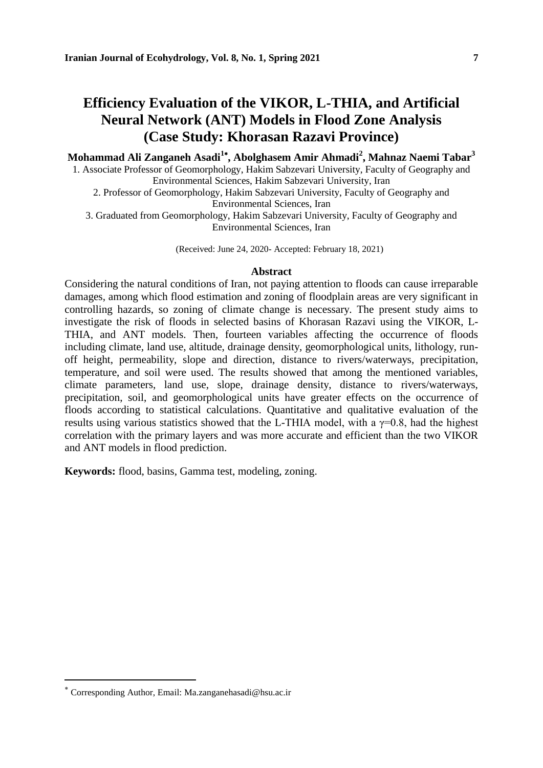# Efficiency Evaluation of the VIKOR, L-THIA, and Artificial Neural Network (ANT) Models in Flood Zone Analysis (Case Study: Khorasan Razavi Province)

**Mohammad Ali Zanganeh Asadi[1*], Abolghasem Amir Ahmadi[2], Mahnaz Naemi Tabar[3]**

1. Associate Professor of Geomorphology, Hakim Sabzevari University, Faculty of Geography and Environmental Sciences, Hakim Sabzevari University, Iran
2. Professor of Geomorphology, Hakim Sabzevari University, Faculty of Geography and Environmental Sciences, Iran
3. Graduated from Geomorphology, Hakim Sabzevari University, Faculty of Geography and Environmental Sciences, Iran

(Received: June 24, 2020- Accepted: February 18, 2021)

## Abstract

Considering the natural conditions of Iran, not paying attention to floods can cause irreparable damages, among which flood estimation and zoning of floodplain areas are very significant in controlling hazards, so zoning of climate change is necessary. The present study aims to investigate the risk of floods in selected basins of Khorasan Razavi using the VIKOR, L-THIA, and ANT models. Then, fourteen variables affecting the occurrence of floods including climate, land use, altitude, drainage density, geomorphological units, lithology, run-off height, permeability, slope and direction, distance to rivers/waterways, precipitation, temperature, and soil were used. The results showed that among the mentioned variables, climate parameters, land use, slope, drainage density, distance to rivers/waterways, precipitation, soil, and geomorphological units have greater effects on the occurrence of floods according to statistical calculations. Quantitative and qualitative evaluation of the results using various statistics showed that the L-THIA model, with a $\gamma$=0.8, had the highest correlation with the primary layers and was more accurate and efficient than the two VIKOR and ANT models in flood prediction.

**Keywords:** flood, basins, Gamma test, modeling, zoning.

---

[*] Corresponding Author, Email: Ma.zanganehasadi@hsu.ac.ir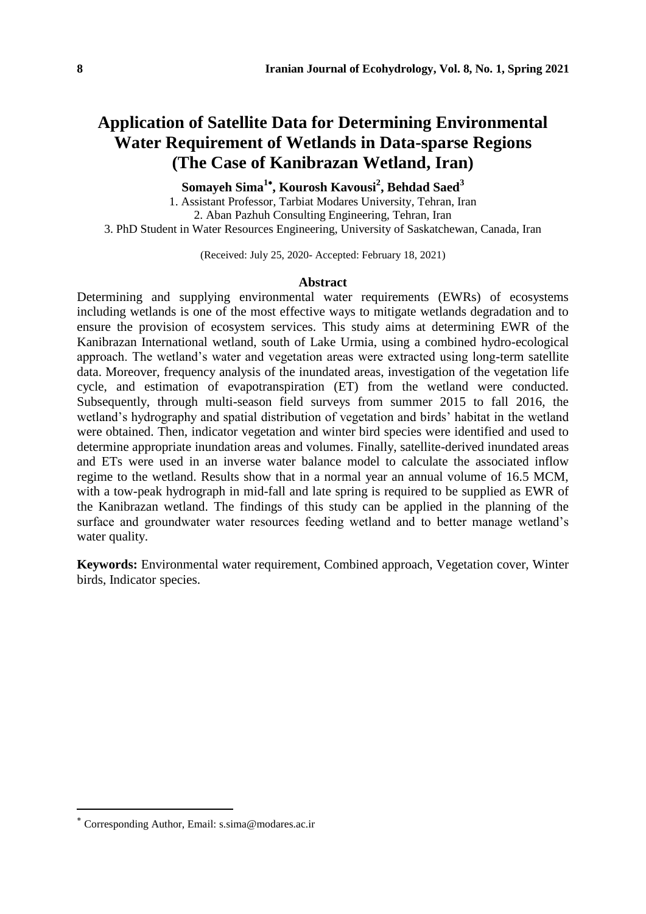# Application of Satellite Data for Determining Environmental Water Requirement of Wetlands in Data-sparse Regions (The Case of Kanibrazan Wetland, Iran)

**Somayeh Sima[1*], Kourosh Kavousi[2], Behdad Saed[3]**

1. Assistant Professor, Tarbiat Modares University, Tehran, Iran
2. Aban Pazhuh Consulting Engineering, Tehran, Iran
3. PhD Student in Water Resources Engineering, University of Saskatchewan, Canada, Iran

(Received: July 25, 2020- Accepted: February 18, 2021)

## Abstract

Determining and supplying environmental water requirements (EWRs) of ecosystems including wetlands is one of the most effective ways to mitigate wetlands degradation and to ensure the provision of ecosystem services. This study aims at determining EWR of the Kanibrazan International wetland, south of Lake Urmia, using a combined hydro-ecological approach. The wetland's water and vegetation areas were extracted using long-term satellite data. Moreover, frequency analysis of the inundated areas, investigation of the vegetation life cycle, and estimation of evapotranspiration (ET) from the wetland were conducted. Subsequently, through multi-season field surveys from summer 2015 to fall 2016, the wetland's hydrography and spatial distribution of vegetation and birds' habitat in the wetland were obtained. Then, indicator vegetation and winter bird species were identified and used to determine appropriate inundation areas and volumes. Finally, satellite-derived inundated areas and ETs were used in an inverse water balance model to calculate the associated inflow regime to the wetland. Results show that in a normal year an annual volume of 16.5 MCM, with a tow-peak hydrograph in mid-fall and late spring is required to be supplied as EWR of the Kanibrazan wetland. The findings of this study can be applied in the planning of the surface and groundwater water resources feeding wetland and to better manage wetland's water quality.

**Keywords:** Environmental water requirement, Combined approach, Vegetation cover, Winter birds, Indicator species.

---

[*] Corresponding Author, Email: s.sima@modares.ac.ir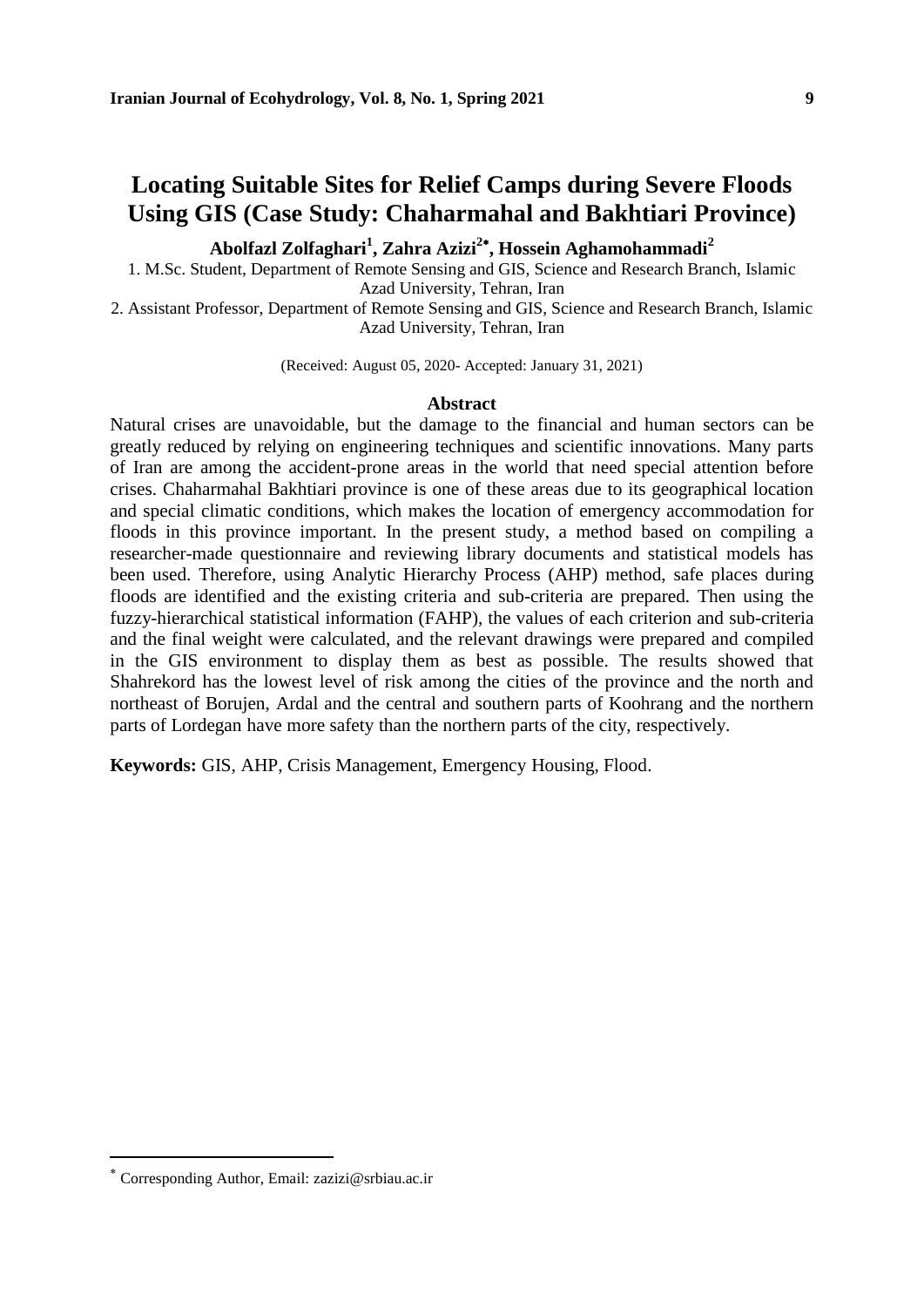# Locating Suitable Sites for Relief Camps during Severe Floods Using GIS (Case Study: Chaharmahal and Bakhtiari Province)

**Abolfazl Zolfaghari[1], Zahra Azizi[2*], Hossein Aghamohammadi[2]**

1. M.Sc. Student, Department of Remote Sensing and GIS, Science and Research Branch, Islamic Azad University, Tehran, Iran
2. Assistant Professor, Department of Remote Sensing and GIS, Science and Research Branch, Islamic Azad University, Tehran, Iran

(Received: August 05, 2020- Accepted: January 31, 2021)

## Abstract

Natural crises are unavoidable, but the damage to the financial and human sectors can be greatly reduced by relying on engineering techniques and scientific innovations. Many parts of Iran are among the accident-prone areas in the world that need special attention before crises. Chaharmahal Bakhtiari province is one of these areas due to its geographical location and special climatic conditions, which makes the location of emergency accommodation for floods in this province important. In the present study, a method based on compiling a researcher-made questionnaire and reviewing library documents and statistical models has been used. Therefore, using Analytic Hierarchy Process (AHP) method, safe places during floods are identified and the existing criteria and sub-criteria are prepared. Then using the fuzzy-hierarchical statistical information (FAHP), the values of each criterion and sub-criteria and the final weight were calculated, and the relevant drawings were prepared and compiled in the GIS environment to display them as best as possible. The results showed that Shahrekord has the lowest level of risk among the cities of the province and the north and northeast of Borujen, Ardal and the central and southern parts of Koohrang and the northern parts of Lordegan have more safety than the northern parts of the city, respectively.

**Keywords:** GIS, AHP, Crisis Management, Emergency Housing, Flood.

---

* Corresponding Author, Email: zazizi@srbiau.ac.ir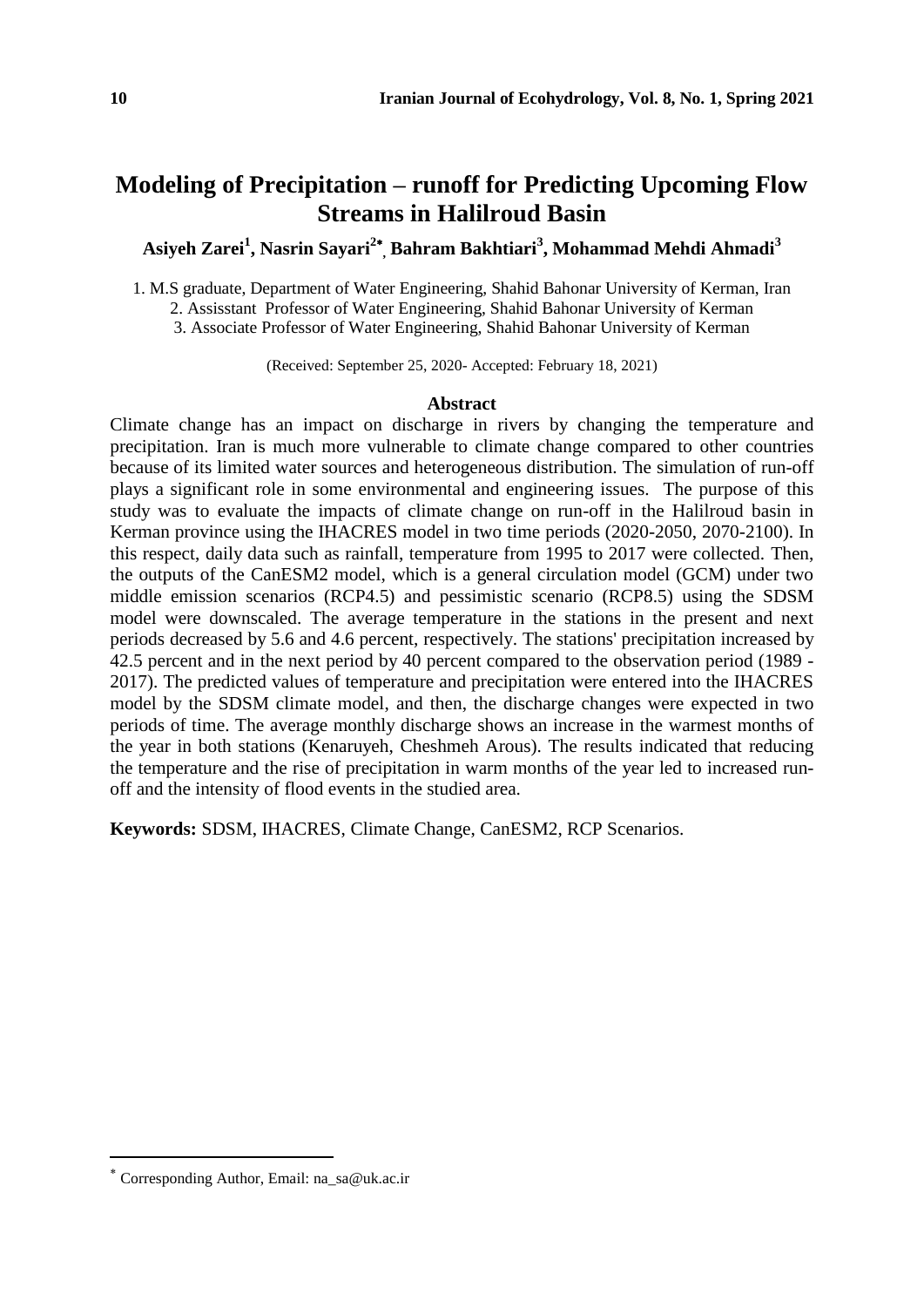# Modeling of Precipitation – runoff for Predicting Upcoming Flow Streams in Halilroud Basin

**Asiyeh Zarei[1], Nasrin Sayari[2*], Bahram Bakhtiari[3], Mohammad Mehdi Ahmadi[3]**

1. M.S graduate, Department of Water Engineering, Shahid Bahonar University of Kerman, Iran
2. Assisstant Professor of Water Engineering, Shahid Bahonar University of Kerman
3. Associate Professor of Water Engineering, Shahid Bahonar University of Kerman

(Received: September 25, 2020- Accepted: February 18, 2021)

## Abstract

Climate change has an impact on discharge in rivers by changing the temperature and precipitation. Iran is much more vulnerable to climate change compared to other countries because of its limited water sources and heterogeneous distribution. The simulation of run-off plays a significant role in some environmental and engineering issues. The purpose of this study was to evaluate the impacts of climate change on run-off in the Halilroud basin in Kerman province using the IHACRES model in two time periods (2020-2050, 2070-2100). In this respect, daily data such as rainfall, temperature from 1995 to 2017 were collected. Then, the outputs of the CanESM2 model, which is a general circulation model (GCM) under two middle emission scenarios (RCP4.5) and pessimistic scenario (RCP8.5) using the SDSM model were downscaled. The average temperature in the stations in the present and next periods decreased by 5.6 and 4.6 percent, respectively. The stations' precipitation increased by 42.5 percent and in the next period by 40 percent compared to the observation period (1989 - 2017). The predicted values of temperature and precipitation were entered into the IHACRES model by the SDSM climate model, and then, the discharge changes were expected in two periods of time. The average monthly discharge shows an increase in the warmest months of the year in both stations (Kenaruyeh, Cheshmeh Arous). The results indicated that reducing the temperature and the rise of precipitation in warm months of the year led to increased run-off and the intensity of flood events in the studied area.

**Keywords:** SDSM, IHACRES, Climate Change, CanESM2, RCP Scenarios.

* Corresponding Author, Email: na_sa@uk.ac.ir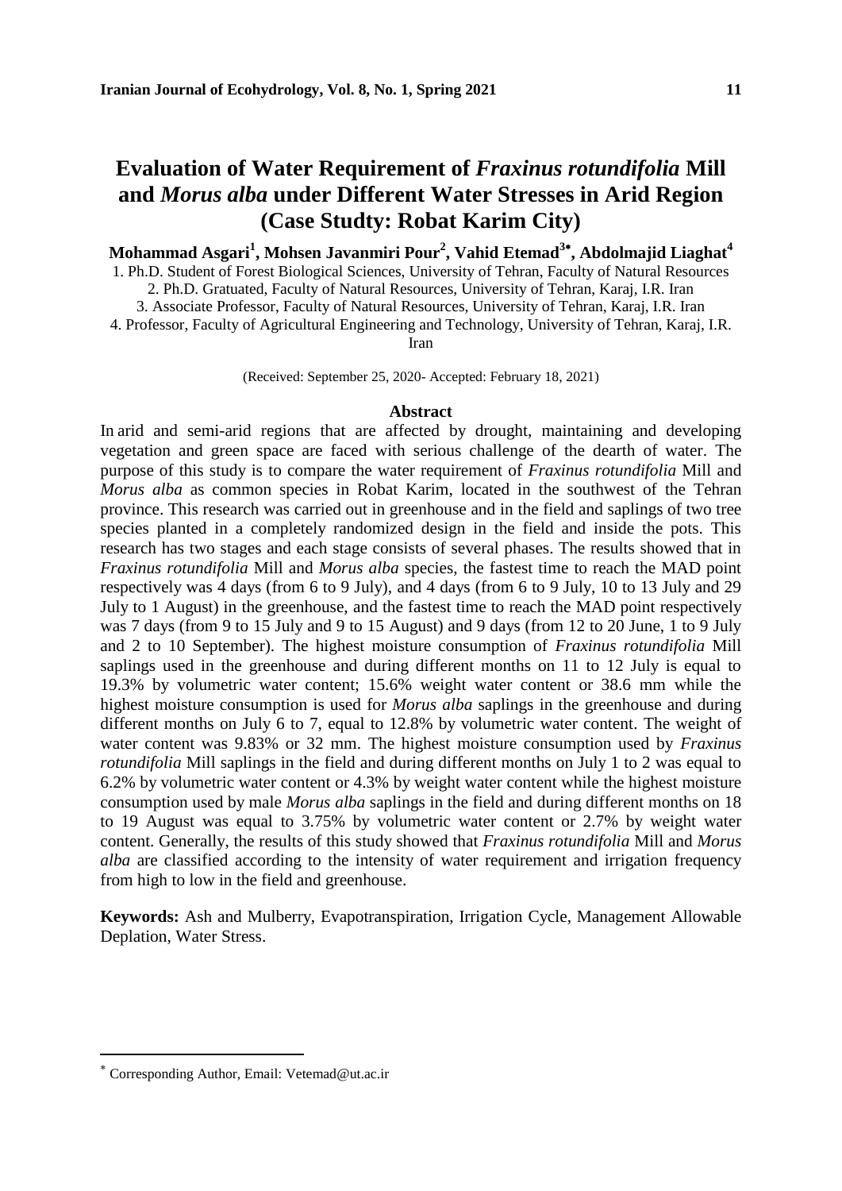# Evaluation of Water Requirement of *Fraxinus rotundifolia* Mill and *Morus alba* under Different Water Stresses in Arid Region (Case Studty: Robat Karim City)

**Mohammad Asgari[1], Mohsen Javanmiri Pour[2], Vahid Etemad[3*], Abdolmajid Liaghat[4]**

1. Ph.D. Student of Forest Biological Sciences, University of Tehran, Faculty of Natural Resources
2. Ph.D. Gratuated, Faculty of Natural Resources, University of Tehran, Karaj, I.R. Iran
3. Associate Professor, Faculty of Natural Resources, University of Tehran, Karaj, I.R. Iran
4. Professor, Faculty of Agricultural Engineering and Technology, University of Tehran, Karaj, I.R. Iran

(Received: September 25, 2020- Accepted: February 18, 2021)

## Abstract

In arid and semi-arid regions that are affected by drought, maintaining and developing vegetation and green space are faced with serious challenge of the dearth of water. The purpose of this study is to compare the water requirement of *Fraxinus rotundifolia* Mill and *Morus alba* as common species in Robat Karim, located in the southwest of the Tehran province. This research was carried out in greenhouse and in the field and saplings of two tree species planted in a completely randomized design in the field and inside the pots. This research has two stages and each stage consists of several phases. The results showed that in *Fraxinus rotundifolia* Mill and *Morus alba* species, the fastest time to reach the MAD point respectively was 4 days (from 6 to 9 July), and 4 days (from 6 to 9 July, 10 to 13 July and 29 July to 1 August) in the greenhouse, and the fastest time to reach the MAD point respectively was 7 days (from 9 to 15 July and 9 to 15 August) and 9 days (from 12 to 20 June, 1 to 9 July and 2 to 10 September). The highest moisture consumption of *Fraxinus rotundifolia* Mill saplings used in the greenhouse and during different months on 11 to 12 July is equal to 19.3% by volumetric water content; 15.6% weight water content or 38.6 mm while the highest moisture consumption is used for *Morus alba* saplings in the greenhouse and during different months on July 6 to 7, equal to 12.8% by volumetric water content. The weight of water content was 9.83% or 32 mm. The highest moisture consumption used by *Fraxinus rotundifolia* Mill saplings in the field and during different months on July 1 to 2 was equal to 6.2% by volumetric water content or 4.3% by weight water content while the highest moisture consumption used by male *Morus alba* saplings in the field and during different months on 18 to 19 August was equal to 3.75% by volumetric water content or 2.7% by weight water content. Generally, the results of this study showed that *Fraxinus rotundifolia* Mill and *Morus alba* are classified according to the intensity of water requirement and irrigation frequency from high to low in the field and greenhouse.

**Keywords:** Ash and Mulberry, Evapotranspiration, Irrigation Cycle, Management Allowable Deplation, Water Stress.

---

[*] Corresponding Author, Email: Vetemad@ut.ac.ir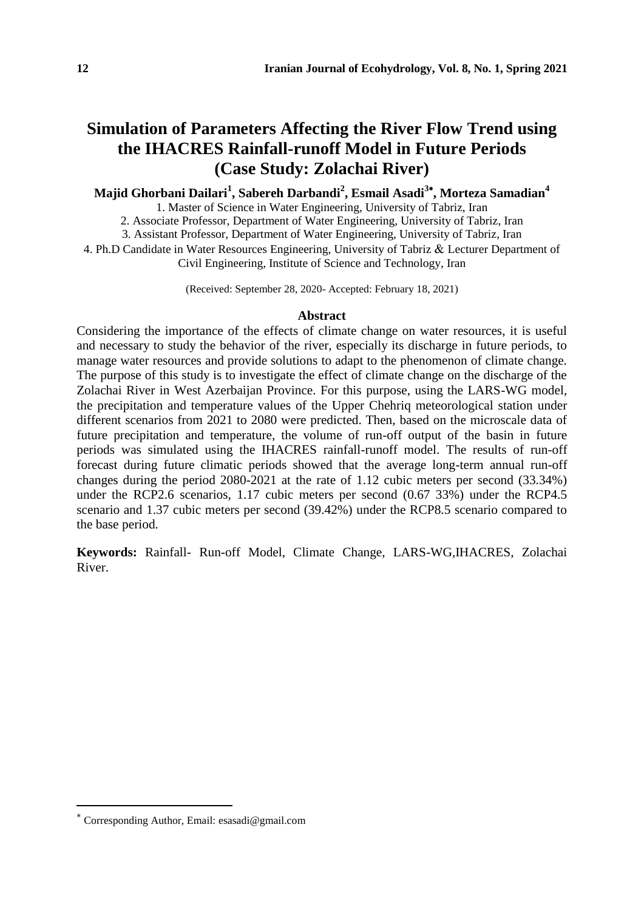# Simulation of Parameters Affecting the River Flow Trend using the IHACRES Rainfall-runoff Model in Future Periods (Case Study: Zolachai River)

**Majid Ghorbani Dailari[1], Sabereh Darbandi[2], Esmail Asadi[3*], Morteza Samadian[4]**

1. Master of Science in Water Engineering, University of Tabriz, Iran
2. Associate Professor, Department of Water Engineering, University of Tabriz, Iran
3. Assistant Professor, Department of Water Engineering, University of Tabriz, Iran
4. Ph.D Candidate in Water Resources Engineering, University of Tabriz & Lecturer Department of Civil Engineering, Institute of Science and Technology, Iran

(Received: September 28, 2020- Accepted: February 18, 2021)

## Abstract

Considering the importance of the effects of climate change on water resources, it is useful and necessary to study the behavior of the river, especially its discharge in future periods, to manage water resources and provide solutions to adapt to the phenomenon of climate change. The purpose of this study is to investigate the effect of climate change on the discharge of the Zolachai River in West Azerbaijan Province. For this purpose, using the LARS-WG model, the precipitation and temperature values of the Upper Chehriq meteorological station under different scenarios from 2021 to 2080 were predicted. Then, based on the microscale data of future precipitation and temperature, the volume of run-off output of the basin in future periods was simulated using the IHACRES rainfall-runoff model. The results of run-off forecast during future climatic periods showed that the average long-term annual run-off changes during the period 2080-2021 at the rate of 1.12 cubic meters per second (33.34%) under the RCP2.6 scenarios, 1.17 cubic meters per second (0.67 33%) under the RCP4.5 scenario and 1.37 cubic meters per second (39.42%) under the RCP8.5 scenario compared to the base period.

**Keywords:** Rainfall- Run-off Model, Climate Change, LARS-WG,IHACRES, Zolachai River.

---

* Corresponding Author, Email: esasadi@gmail.com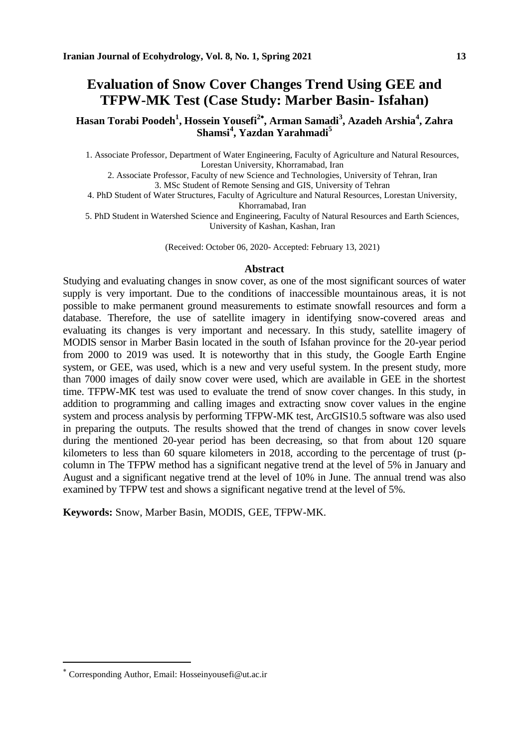# Evaluation of Snow Cover Changes Trend Using GEE and TFPW-MK Test (Case Study: Marber Basin- Isfahan)

**Hasan Torabi Poodeh[1], Hossein Yousefi[2*], Arman Samadi[3], Azadeh Arshia[4], Zahra Shamsi[4], Yazdan Yarahmadi[5]**

1. Associate Professor, Department of Water Engineering, Faculty of Agriculture and Natural Resources, Lorestan University, Khorramabad, Iran
2. Associate Professor, Faculty of new Science and Technologies, University of Tehran, Iran
3. MSc Student of Remote Sensing and GIS, University of Tehran
4. PhD Student of Water Structures, Faculty of Agriculture and Natural Resources, Lorestan University, Khorramabad, Iran
5. PhD Student in Watershed Science and Engineering, Faculty of Natural Resources and Earth Sciences, University of Kashan, Kashan, Iran

(Received: October 06, 2020- Accepted: February 13, 2021)

## Abstract

Studying and evaluating changes in snow cover, as one of the most significant sources of water supply is very important. Due to the conditions of inaccessible mountainous areas, it is not possible to make permanent ground measurements to estimate snowfall resources and form a database. Therefore, the use of satellite imagery in identifying snow-covered areas and evaluating its changes is very important and necessary. In this study, satellite imagery of MODIS sensor in Marber Basin located in the south of Isfahan province for the 20-year period from 2000 to 2019 was used. It is noteworthy that in this study, the Google Earth Engine system, or GEE, was used, which is a new and very useful system. In the present study, more than 7000 images of daily snow cover were used, which are available in GEE in the shortest time. TFPW-MK test was used to evaluate the trend of snow cover changes. In this study, in addition to programming and calling images and extracting snow cover values in the engine system and process analysis by performing TFPW-MK test, ArcGIS10.5 software was also used in preparing the outputs. The results showed that the trend of changes in snow cover levels during the mentioned 20-year period has been decreasing, so that from about 120 square kilometers to less than 60 square kilometers in 2018, according to the percentage of trust (p-column in The TFPW method has a significant negative trend at the level of 5% in January and August and a significant negative trend at the level of 10% in June. The annual trend was also examined by TFPW test and shows a significant negative trend at the level of 5%.

**Keywords:** Snow, Marber Basin, MODIS, GEE, TFPW-MK.

---

* Corresponding Author, Email: Hosseinyousefi@ut.ac.ir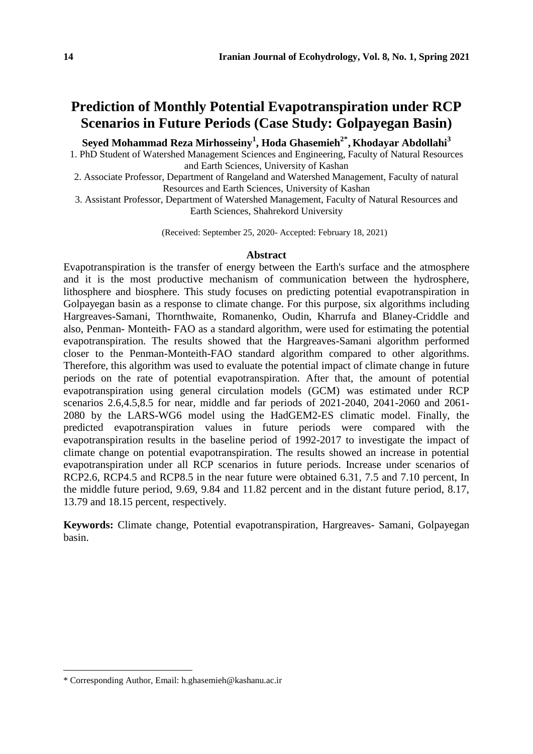# Prediction of Monthly Potential Evapotranspiration under RCP Scenarios in Future Periods (Case Study: Golpayegan Basin)

**Seyed Mohammad Reza Mirhosseiny[1], Hoda Ghasemieh[2*], Khodayar Abdollahi[3]**

1. PhD Student of Watershed Management Sciences and Engineering, Faculty of Natural Resources and Earth Sciences, University of Kashan
2. Associate Professor, Department of Rangeland and Watershed Management, Faculty of natural Resources and Earth Sciences, University of Kashan
3. Assistant Professor, Department of Watershed Management, Faculty of Natural Resources and Earth Sciences, Shahrekord University

(Received: September 25, 2020- Accepted: February 18, 2021)

## Abstract

Evapotranspiration is the transfer of energy between the Earth's surface and the atmosphere and it is the most productive mechanism of communication between the hydrosphere, lithosphere and biosphere. This study focuses on predicting potential evapotranspiration in Golpayegan basin as a response to climate change. For this purpose, six algorithms including Hargreaves-Samani, Thornthwaite, Romanenko, Oudin, Kharrufa and Blaney-Criddle and also, Penman- Monteith- FAO as a standard algorithm, were used for estimating the potential evapotranspiration. The results showed that the Hargreaves-Samani algorithm performed closer to the Penman-Monteith-FAO standard algorithm compared to other algorithms. Therefore, this algorithm was used to evaluate the potential impact of climate change in future periods on the rate of potential evapotranspiration. After that, the amount of potential evapotranspiration using general circulation models (GCM) was estimated under RCP scenarios 2.6,4.5,8.5 for near, middle and far periods of 2021-2040, 2041-2060 and 2061-2080 by the LARS-WG6 model using the HadGEM2-ES climatic model. Finally, the predicted evapotranspiration values in future periods were compared with the evapotranspiration results in the baseline period of 1992-2017 to investigate the impact of climate change on potential evapotranspiration. The results showed an increase in potential evapotranspiration under all RCP scenarios in future periods. Increase under scenarios of RCP2.6, RCP4.5 and RCP8.5 in the near future were obtained 6.31, 7.5 and 7.10 percent, In the middle future period, 9.69, 9.84 and 11.82 percent and in the distant future period, 8.17, 13.79 and 18.15 percent, respectively.

**Keywords:** Climate change, Potential evapotranspiration, Hargreaves- Samani, Golpayegan basin.

---

* Corresponding Author, Email: h.ghasemieh@kashanu.ac.ir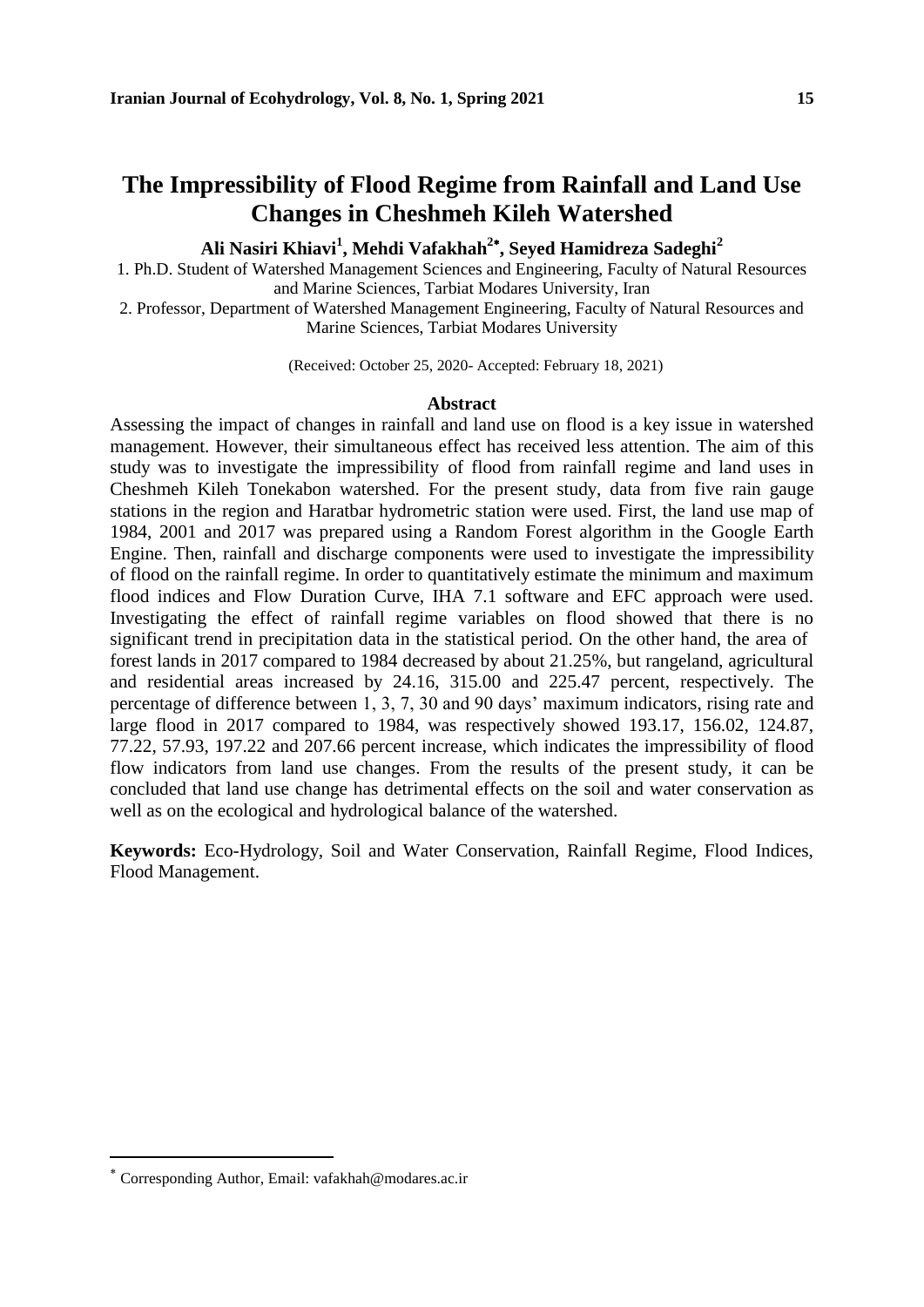# The Impressibility of Flood Regime from Rainfall and Land Use Changes in Cheshmeh Kileh Watershed

**Ali Nasiri Khiavi[1], Mehdi Vafakhah[2*], Seyed Hamidreza Sadeghi[2]**

1. Ph.D. Student of Watershed Management Sciences and Engineering, Faculty of Natural Resources and Marine Sciences, Tarbiat Modares University, Iran

2. Professor, Department of Watershed Management Engineering, Faculty of Natural Resources and Marine Sciences, Tarbiat Modares University

(Received: October 25, 2020- Accepted: February 18, 2021)

## Abstract

Assessing the impact of changes in rainfall and land use on flood is a key issue in watershed management. However, their simultaneous effect has received less attention. The aim of this study was to investigate the impressibility of flood from rainfall regime and land uses in Cheshmeh Kileh Tonekabon watershed. For the present study, data from five rain gauge stations in the region and Haratbar hydrometric station were used. First, the land use map of 1984, 2001 and 2017 was prepared using a Random Forest algorithm in the Google Earth Engine. Then, rainfall and discharge components were used to investigate the impressibility of flood on the rainfall regime. In order to quantitatively estimate the minimum and maximum flood indices and Flow Duration Curve, IHA 7.1 software and EFC approach were used. Investigating the effect of rainfall regime variables on flood showed that there is no significant trend in precipitation data in the statistical period. On the other hand, the area of forest lands in 2017 compared to 1984 decreased by about 21.25%, but rangeland, agricultural and residential areas increased by 24.16, 315.00 and 225.47 percent, respectively. The percentage of difference between 1, 3, 7, 30 and 90 days' maximum indicators, rising rate and large flood in 2017 compared to 1984, was respectively showed 193.17, 156.02, 124.87, 77.22, 57.93, 197.22 and 207.66 percent increase, which indicates the impressibility of flood flow indicators from land use changes. From the results of the present study, it can be concluded that land use change has detrimental effects on the soil and water conservation as well as on the ecological and hydrological balance of the watershed.

**Keywords:** Eco-Hydrology, Soil and Water Conservation, Rainfall Regime, Flood Indices, Flood Management.

---

[*] Corresponding Author, Email: vafakhah@modares.ac.ir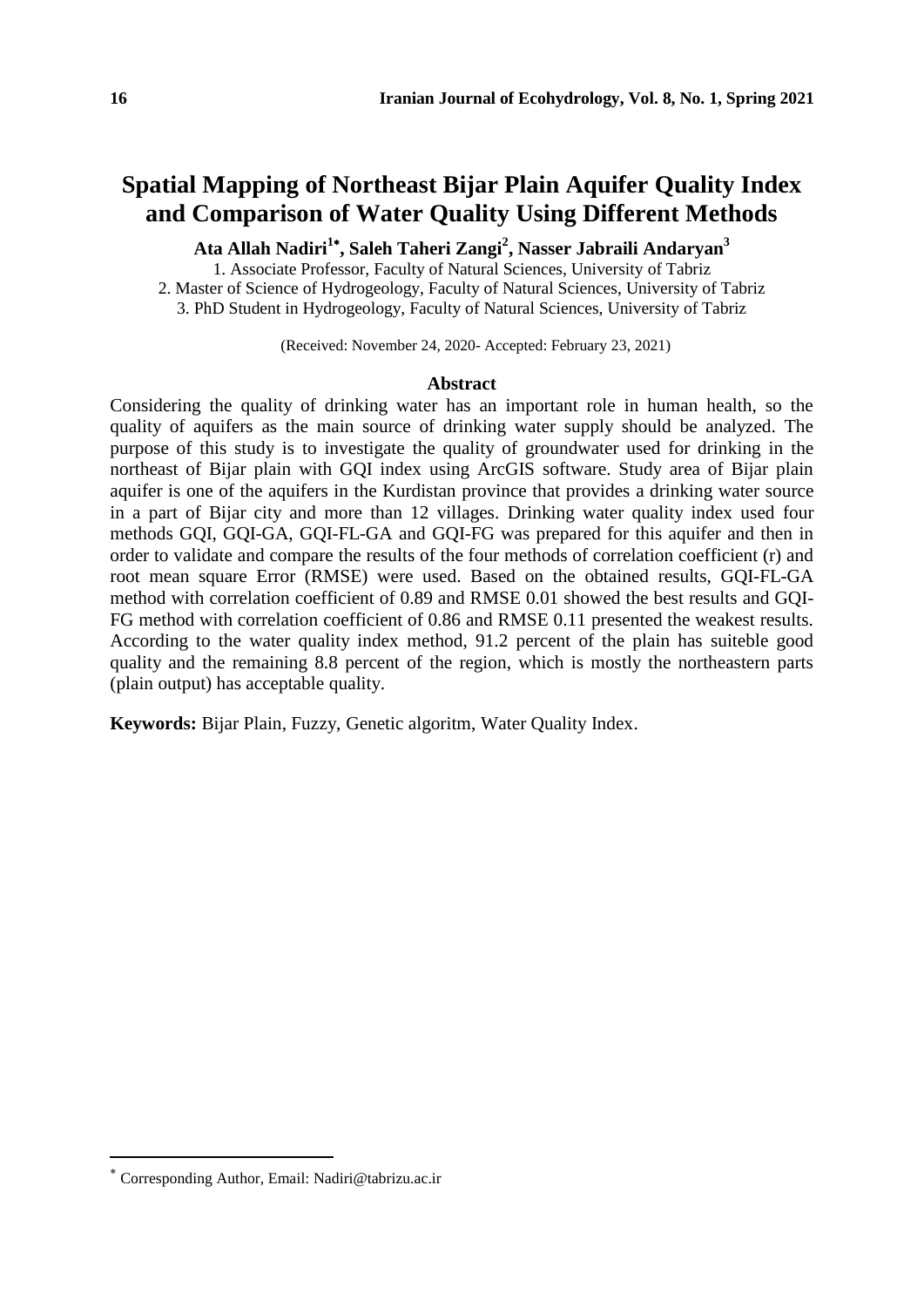# Spatial Mapping of Northeast Bijar Plain Aquifer Quality Index and Comparison of Water Quality Using Different Methods

**Ata Allah Nadiri[1*], Saleh Taheri Zangi[2], Nasser Jabraili Andaryan[3]**

1. Associate Professor, Faculty of Natural Sciences, University of Tabriz
2. Master of Science of Hydrogeology, Faculty of Natural Sciences, University of Tabriz
3. PhD Student in Hydrogeology, Faculty of Natural Sciences, University of Tabriz

(Received: November 24, 2020- Accepted: February 23, 2021)

### Abstract

Considering the quality of drinking water has an important role in human health, so the quality of aquifers as the main source of drinking water supply should be analyzed. The purpose of this study is to investigate the quality of groundwater used for drinking in the northeast of Bijar plain with GQI index using ArcGIS software. Study area of Bijar plain aquifer is one of the aquifers in the Kurdistan province that provides a drinking water source in a part of Bijar city and more than 12 villages. Drinking water quality index used four methods GQI, GQI-GA, GQI-FL-GA and GQI-FG was prepared for this aquifer and then in order to validate and compare the results of the four methods of correlation coefficient (r) and root mean square Error (RMSE) were used. Based on the obtained results, GQI-FL-GA method with correlation coefficient of 0.89 and RMSE 0.01 showed the best results and GQI-FG method with correlation coefficient of 0.86 and RMSE 0.11 presented the weakest results. According to the water quality index method, 91.2 percent of the plain has suiteble good quality and the remaining 8.8 percent of the region, which is mostly the northeastern parts (plain output) has acceptable quality.

**Keywords:** Bijar Plain, Fuzzy, Genetic algoritm, Water Quality Index.

---

* Corresponding Author, Email: Nadiri@tabrizu.ac.ir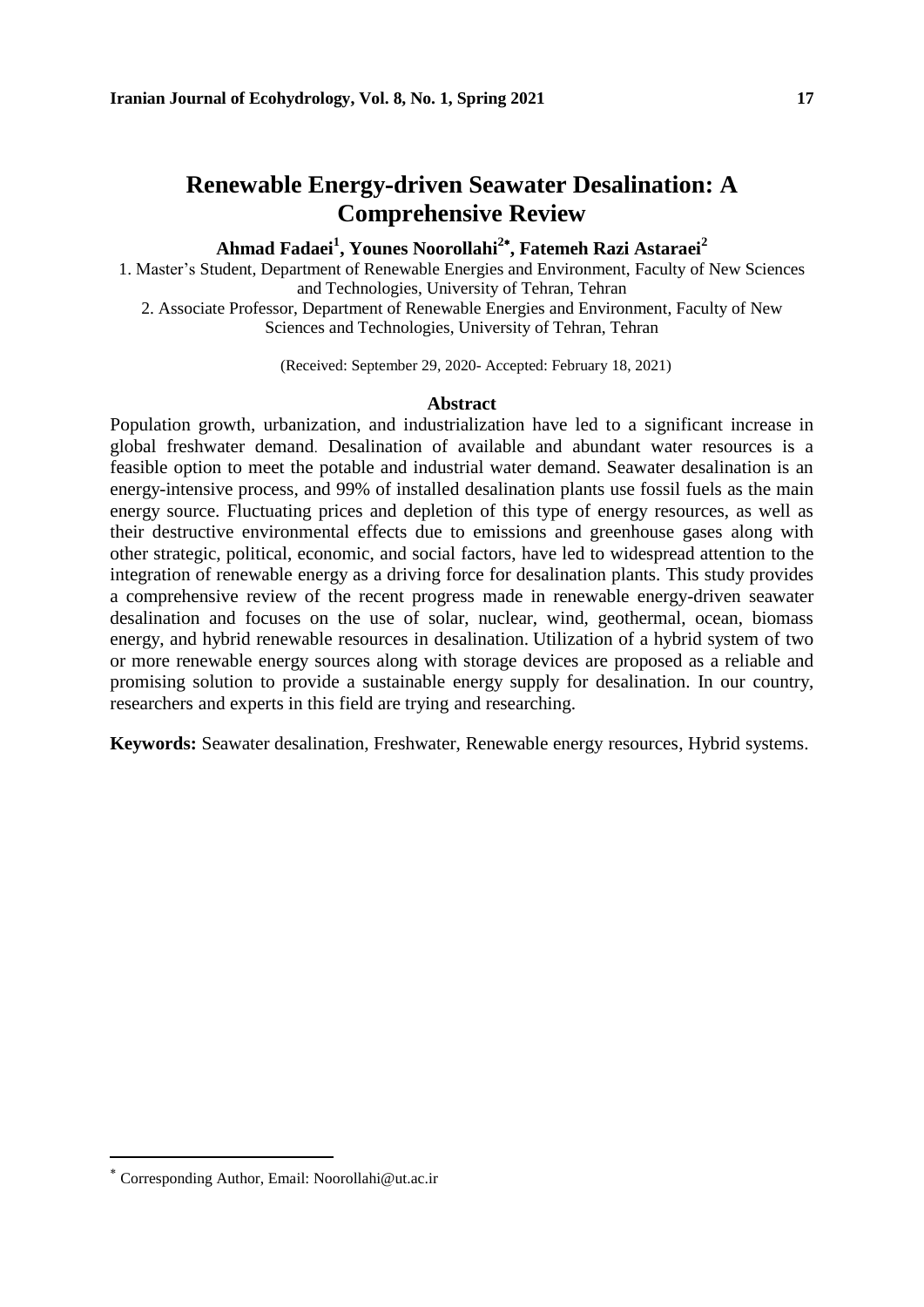# Renewable Energy-driven Seawater Desalination: A Comprehensive Review

**Ahmad Fadaei[1], Younes Noorollahi[2*], Fatemeh Razi Astaraei[2]**

1. Master's Student, Department of Renewable Energies and Environment, Faculty of New Sciences and Technologies, University of Tehran, Tehran
2. Associate Professor, Department of Renewable Energies and Environment, Faculty of New Sciences and Technologies, University of Tehran, Tehran

(Received: September 29, 2020- Accepted: February 18, 2021)

## Abstract

Population growth, urbanization, and industrialization have led to a significant increase in global freshwater demand. Desalination of available and abundant water resources is a feasible option to meet the potable and industrial water demand. Seawater desalination is an energy-intensive process, and 99% of installed desalination plants use fossil fuels as the main energy source. Fluctuating prices and depletion of this type of energy resources, as well as their destructive environmental effects due to emissions and greenhouse gases along with other strategic, political, economic, and social factors, have led to widespread attention to the integration of renewable energy as a driving force for desalination plants. This study provides a comprehensive review of the recent progress made in renewable energy-driven seawater desalination and focuses on the use of solar, nuclear, wind, geothermal, ocean, biomass energy, and hybrid renewable resources in desalination. Utilization of a hybrid system of two or more renewable energy sources along with storage devices are proposed as a reliable and promising solution to provide a sustainable energy supply for desalination. In our country, researchers and experts in this field are trying and researching.

**Keywords:** Seawater desalination, Freshwater, Renewable energy resources, Hybrid systems.

---

* Corresponding Author, Email: Noorollahi@ut.ac.ir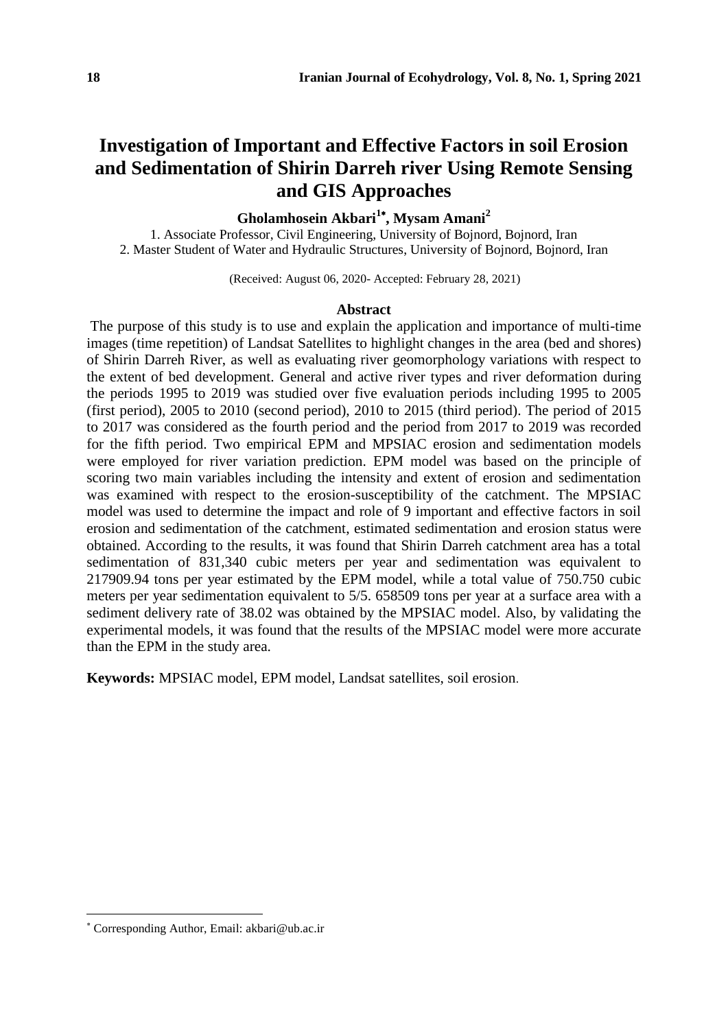# Investigation of Important and Effective Factors in soil Erosion and Sedimentation of Shirin Darreh river Using Remote Sensing and GIS Approaches

**Gholamhosein Akbari[1]\*, Mysam Amani[2]**

1. Associate Professor, Civil Engineering, University of Bojnord, Bojnord, Iran
2. Master Student of Water and Hydraulic Structures, University of Bojnord, Bojnord, Iran

(Received: August 06, 2020- Accepted: February 28, 2021)

### Abstract

The purpose of this study is to use and explain the application and importance of multi-time images (time repetition) of Landsat Satellites to highlight changes in the area (bed and shores) of Shirin Darreh River, as well as evaluating river geomorphology variations with respect to the extent of bed development. General and active river types and river deformation during the periods 1995 to 2019 was studied over five evaluation periods including 1995 to 2005 (first period), 2005 to 2010 (second period), 2010 to 2015 (third period). The period of 2015 to 2017 was considered as the fourth period and the period from 2017 to 2019 was recorded for the fifth period. Two empirical EPM and MPSIAC erosion and sedimentation models were employed for river variation prediction. EPM model was based on the principle of scoring two main variables including the intensity and extent of erosion and sedimentation was examined with respect to the erosion-susceptibility of the catchment. The MPSIAC model was used to determine the impact and role of 9 important and effective factors in soil erosion and sedimentation of the catchment, estimated sedimentation and erosion status were obtained. According to the results, it was found that Shirin Darreh catchment area has a total sedimentation of 831,340 cubic meters per year and sedimentation was equivalent to 217909.94 tons per year estimated by the EPM model, while a total value of 750.750 cubic meters per year sedimentation equivalent to 5/5. 658509 tons per year at a surface area with a sediment delivery rate of 38.02 was obtained by the MPSIAC model. Also, by validating the experimental models, it was found that the results of the MPSIAC model were more accurate than the EPM in the study area.

**Keywords:** MPSIAC model, EPM model, Landsat satellites, soil erosion.

---

\* Corresponding Author, Email: akbari@ub.ac.ir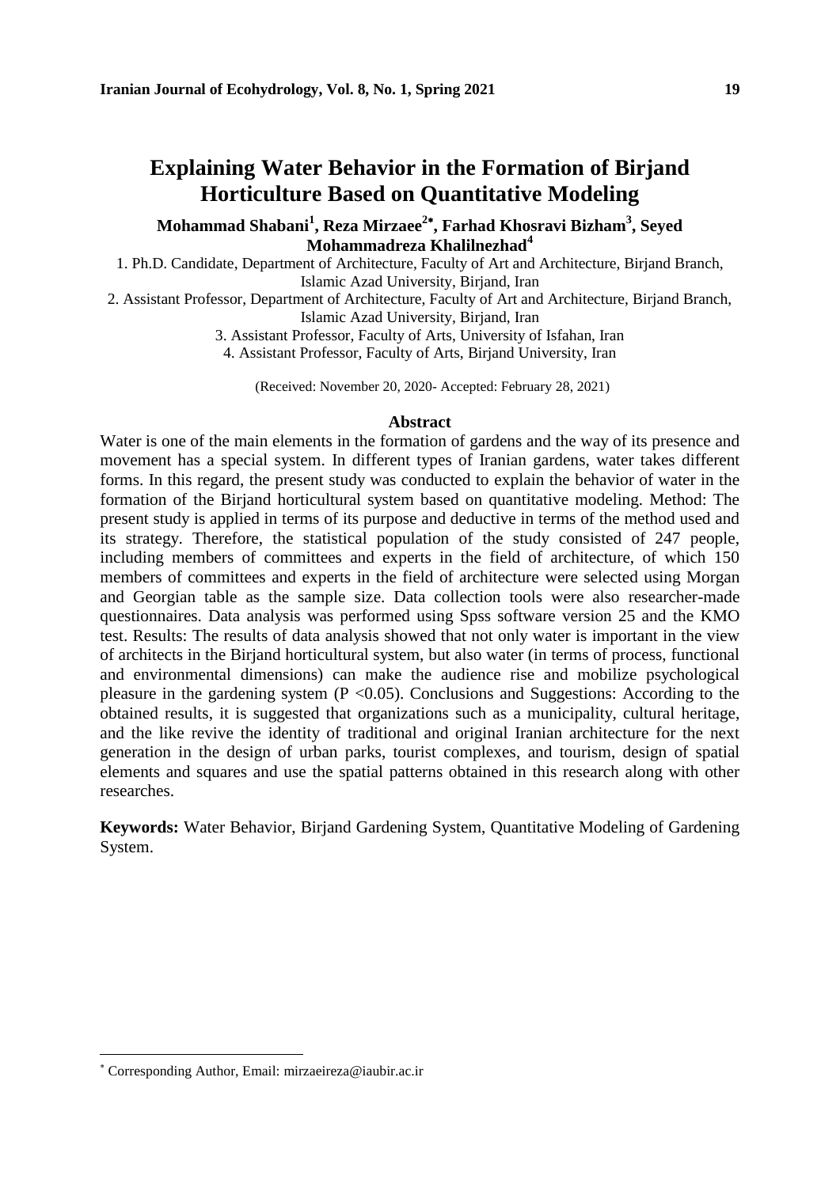# Explaining Water Behavior in the Formation of Birjand Horticulture Based on Quantitative Modeling

**Mohammad Shabani[1], Reza Mirzaee[2*], Farhad Khosravi Bizham[3], Seyed Mohammadreza Khalilnezhad[4]**

1. Ph.D. Candidate, Department of Architecture, Faculty of Art and Architecture, Birjand Branch, Islamic Azad University, Birjand, Iran
2. Assistant Professor, Department of Architecture, Faculty of Art and Architecture, Birjand Branch, Islamic Azad University, Birjand, Iran
3. Assistant Professor, Faculty of Arts, University of Isfahan, Iran
4. Assistant Professor, Faculty of Arts, Birjand University, Iran

(Received: November 20, 2020- Accepted: February 28, 2021)

## Abstract

Water is one of the main elements in the formation of gardens and the way of its presence and movement has a special system. In different types of Iranian gardens, water takes different forms. In this regard, the present study was conducted to explain the behavior of water in the formation of the Birjand horticultural system based on quantitative modeling. Method: The present study is applied in terms of its purpose and deductive in terms of the method used and its strategy. Therefore, the statistical population of the study consisted of 247 people, including members of committees and experts in the field of architecture, of which 150 members of committees and experts in the field of architecture were selected using Morgan and Georgian table as the sample size. Data collection tools were also researcher-made questionnaires. Data analysis was performed using Spss software version 25 and the KMO test. Results: The results of data analysis showed that not only water is important in the view of architects in the Birjand horticultural system, but also water (in terms of process, functional and environmental dimensions) can make the audience rise and mobilize psychological pleasure in the gardening system ($P < 0.05$). Conclusions and Suggestions: According to the obtained results, it is suggested that organizations such as a municipality, cultural heritage, and the like revive the identity of traditional and original Iranian architecture for the next generation in the design of urban parks, tourist complexes, and tourism, design of spatial elements and squares and use the spatial patterns obtained in this research along with other researches.

**Keywords:** Water Behavior, Birjand Gardening System, Quantitative Modeling of Gardening System.

---

[*] Corresponding Author, Email: mirzaeireza@iaubir.ac.ir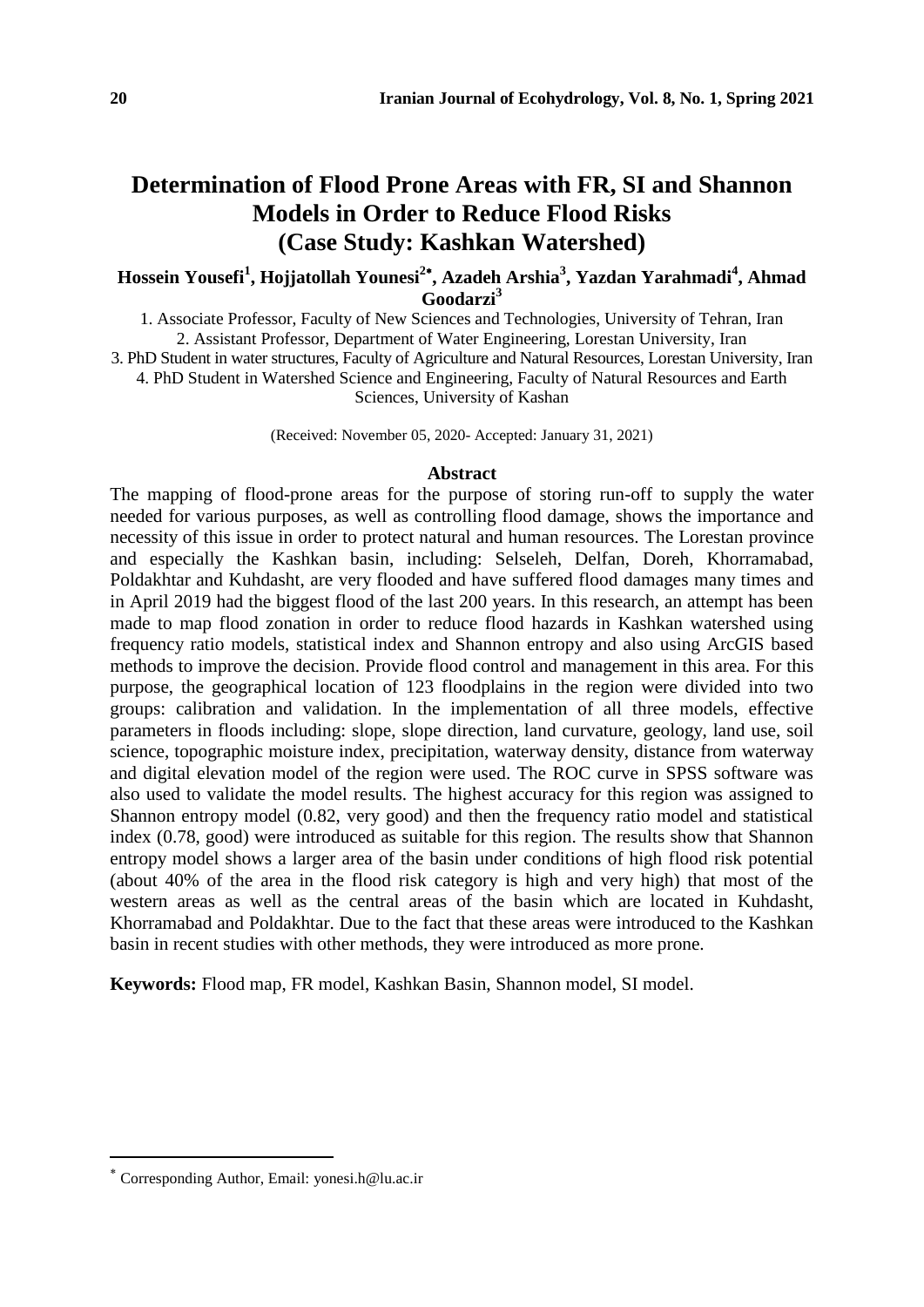# Determination of Flood Prone Areas with FR, SI and Shannon Models in Order to Reduce Flood Risks (Case Study: Kashkan Watershed)

**Hossein Yousefi[1], Hojjatollah Younesi[2*], Azadeh Arshia[3], Yazdan Yarahmadi[4], Ahmad Goodarzi[3]**

1. Associate Professor, Faculty of New Sciences and Technologies, University of Tehran, Iran
2. Assistant Professor, Department of Water Engineering, Lorestan University, Iran
3. PhD Student in water structures, Faculty of Agriculture and Natural Resources, Lorestan University, Iran
4. PhD Student in Watershed Science and Engineering, Faculty of Natural Resources and Earth Sciences, University of Kashan

(Received: November 05, 2020- Accepted: January 31, 2021)

## Abstract

The mapping of flood-prone areas for the purpose of storing run-off to supply the water needed for various purposes, as well as controlling flood damage, shows the importance and necessity of this issue in order to protect natural and human resources. The Lorestan province and especially the Kashkan basin, including: Selseleh, Delfan, Doreh, Khorramabad, Poldakhtar and Kuhdasht, are very flooded and have suffered flood damages many times and in April 2019 had the biggest flood of the last 200 years. In this research, an attempt has been made to map flood zonation in order to reduce flood hazards in Kashkan watershed using frequency ratio models, statistical index and Shannon entropy and also using ArcGIS based methods to improve the decision. Provide flood control and management in this area. For this purpose, the geographical location of 123 floodplains in the region were divided into two groups: calibration and validation. In the implementation of all three models, effective parameters in floods including: slope, slope direction, land curvature, geology, land use, soil science, topographic moisture index, precipitation, waterway density, distance from waterway and digital elevation model of the region were used. The ROC curve in SPSS software was also used to validate the model results. The highest accuracy for this region was assigned to Shannon entropy model (0.82, very good) and then the frequency ratio model and statistical index (0.78, good) were introduced as suitable for this region. The results show that Shannon entropy model shows a larger area of the basin under conditions of high flood risk potential (about 40% of the area in the flood risk category is high and very high) that most of the western areas as well as the central areas of the basin which are located in Kuhdasht, Khorramabad and Poldakhtar. Due to the fact that these areas were introduced to the Kashkan basin in recent studies with other methods, they were introduced as more prone.

**Keywords:** Flood map, FR model, Kashkan Basin, Shannon model, SI model.

---

* Corresponding Author, Email: yonesi.h@lu.ac.ir